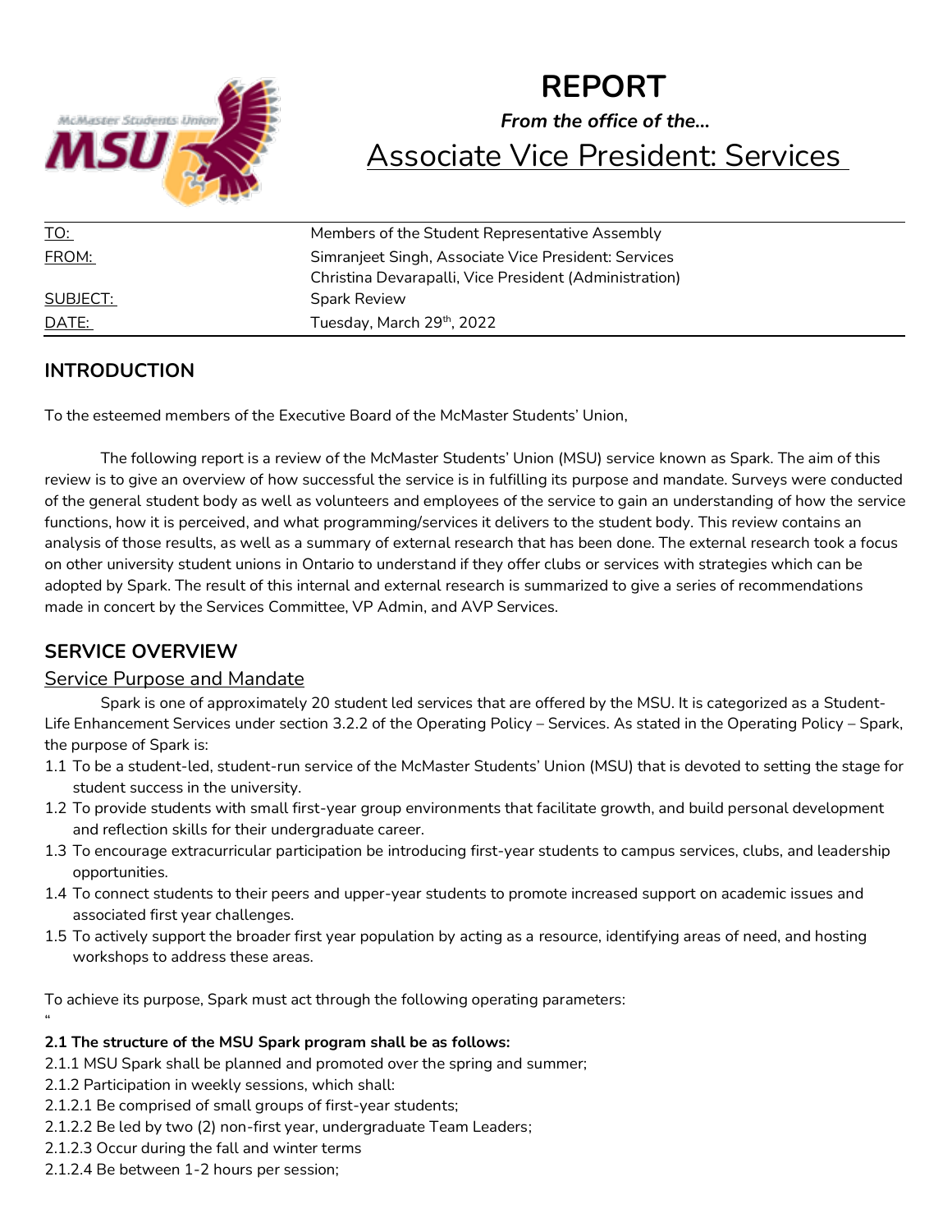# REPORT

***From the office of the…***

## Associate Vice President: Services

| | |
|---|---|
| TO: | Members of the Student Representative Assembly |
| FROM: | Simranjeet Singh, Associate Vice President: Services<br>Christina Devarapalli, Vice President (Administration) |
| SUBJECT: | Spark Review |
| DATE: | Tuesday, March 29th, 2022 |

## INTRODUCTION

To the esteemed members of the Executive Board of the McMaster Students' Union,

The following report is a review of the McMaster Students' Union (MSU) service known as Spark. The aim of this review is to give an overview of how successful the service is in fulfilling its purpose and mandate. Surveys were conducted of the general student body as well as volunteers and employees of the service to gain an understanding of how the service functions, how it is perceived, and what programming/services it delivers to the student body. This review contains an analysis of those results, as well as a summary of external research that has been done. The external research took a focus on other university student unions in Ontario to understand if they offer clubs or services with strategies which can be adopted by Spark. The result of this internal and external research is summarized to give a series of recommendations made in concert by the Services Committee, VP Admin, and AVP Services.

## SERVICE OVERVIEW

### Service Purpose and Mandate

Spark is one of approximately 20 student led services that are offered by the MSU. It is categorized as a Student-Life Enhancement Services under section 3.2.2 of the Operating Policy – Services. As stated in the Operating Policy – Spark, the purpose of Spark is:

1.1 To be a student-led, student-run service of the McMaster Students' Union (MSU) that is devoted to setting the stage for student success in the university.

1.2 To provide students with small first-year group environments that facilitate growth, and build personal development and reflection skills for their undergraduate career.

1.3 To encourage extracurricular participation be introducing first-year students to campus services, clubs, and leadership opportunities.

1.4 To connect students to their peers and upper-year students to promote increased support on academic issues and associated first year challenges.

1.5 To actively support the broader first year population by acting as a resource, identifying areas of need, and hosting workshops to address these areas.

To achieve its purpose, Spark must act through the following operating parameters:

"

**2.1 The structure of the MSU Spark program shall be as follows:**

2.1.1 MSU Spark shall be planned and promoted over the spring and summer;

2.1.2 Participation in weekly sessions, which shall:

2.1.2.1 Be comprised of small groups of first-year students;

2.1.2.2 Be led by two (2) non-first year, undergraduate Team Leaders;

2.1.2.3 Occur during the fall and winter terms

2.1.2.4 Be between 1-2 hours per session;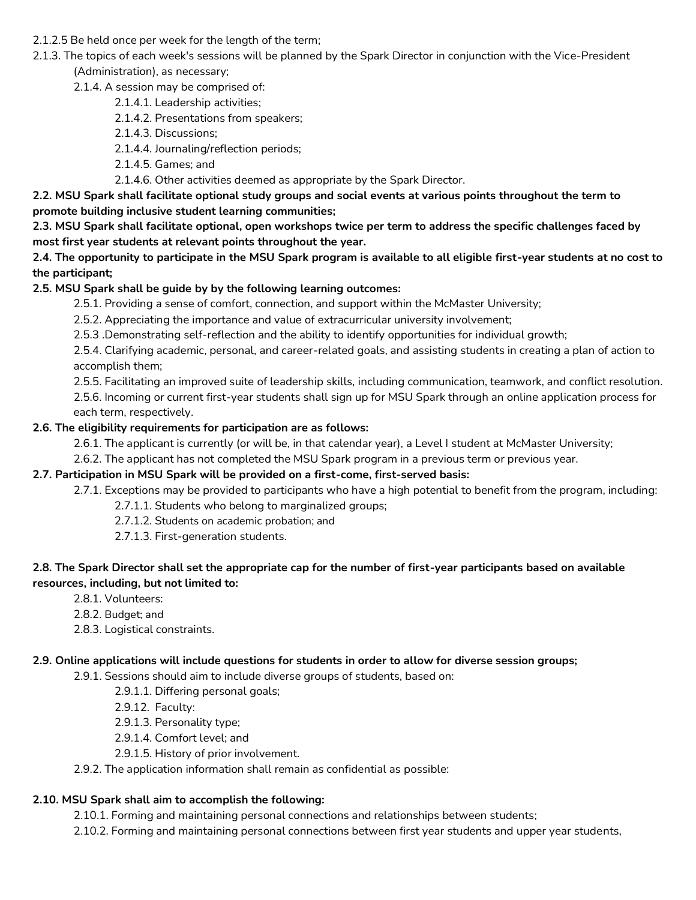2.1.2.5 Be held once per week for the length of the term;

2.1.3. The topics of each week's sessions will be planned by the Spark Director in conjunction with the Vice-President (Administration), as necessary;

- 2.1.4. A session may be comprised of:
  - 2.1.4.1. Leadership activities;
  - 2.1.4.2. Presentations from speakers;
  - 2.1.4.3. Discussions;
  - 2.1.4.4. Journaling/reflection periods;
  - 2.1.4.5. Games; and
  - 2.1.4.6. Other activities deemed as appropriate by the Spark Director.

**2.2. MSU Spark shall facilitate optional study groups and social events at various points throughout the term to promote building inclusive student learning communities;**

**2.3. MSU Spark shall facilitate optional, open workshops twice per term to address the specific challenges faced by most first year students at relevant points throughout the year.**

**2.4. The opportunity to participate in the MSU Spark program is available to all eligible first-year students at no cost to the participant;**

**2.5. MSU Spark shall be guide by by the following learning outcomes:**

- 2.5.1. Providing a sense of comfort, connection, and support within the McMaster University;
- 2.5.2. Appreciating the importance and value of extracurricular university involvement;
- 2.5.3 .Demonstrating self-reflection and the ability to identify opportunities for individual growth;
- 2.5.4. Clarifying academic, personal, and career-related goals, and assisting students in creating a plan of action to accomplish them;
- 2.5.5. Facilitating an improved suite of leadership skills, including communication, teamwork, and conflict resolution.
- 2.5.6. Incoming or current first-year students shall sign up for MSU Spark through an online application process for each term, respectively.

**2.6. The eligibility requirements for participation are as follows:**

- 2.6.1. The applicant is currently (or will be, in that calendar year), a Level I student at McMaster University;
- 2.6.2. The applicant has not completed the MSU Spark program in a previous term or previous year.

**2.7. Participation in MSU Spark will be provided on a first-come, first-served basis:**

- 2.7.1. Exceptions may be provided to participants who have a high potential to benefit from the program, including:
  - 2.7.1.1. Students who belong to marginalized groups;
  - 2.7.1.2. Students on academic probation; and
  - 2.7.1.3. First-generation students.

**2.8. The Spark Director shall set the appropriate cap for the number of first-year participants based on available resources, including, but not limited to:**

- 2.8.1. Volunteers:
- 2.8.2. Budget; and
- 2.8.3. Logistical constraints.

**2.9. Online applications will include questions for students in order to allow for diverse session groups;**

- 2.9.1. Sessions should aim to include diverse groups of students, based on:
  - 2.9.1.1. Differing personal goals;
  - 2.9.12. Faculty:
  - 2.9.1.3. Personality type;
  - 2.9.1.4. Comfort level; and
  - 2.9.1.5. History of prior involvement.
- 2.9.2. The application information shall remain as confidential as possible:

**2.10. MSU Spark shall aim to accomplish the following:**

- 2.10.1. Forming and maintaining personal connections and relationships between students;
- 2.10.2. Forming and maintaining personal connections between first year students and upper year students,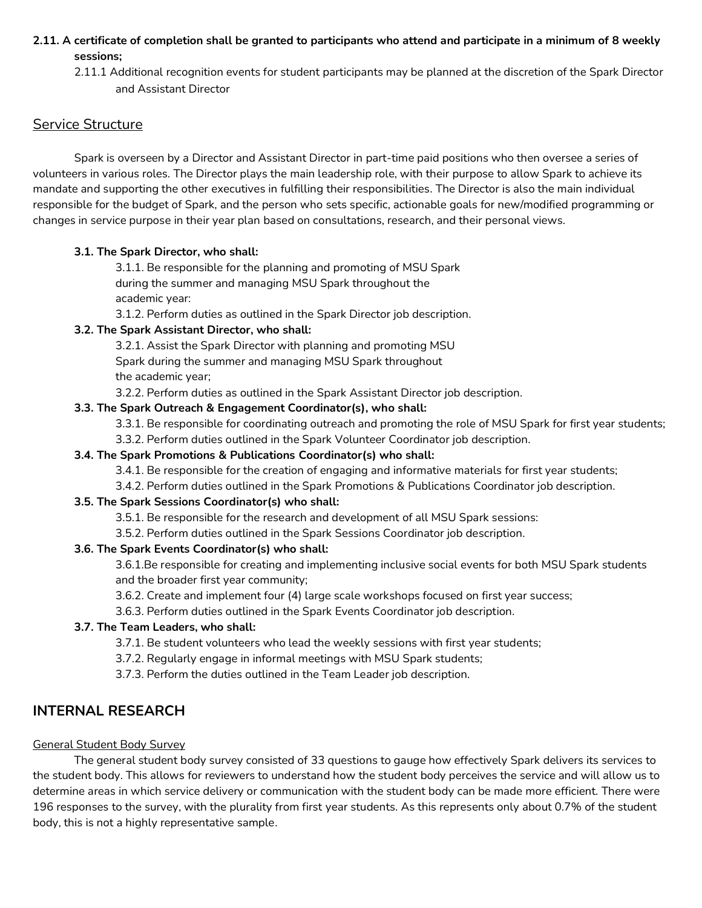**2.11. A certificate of completion shall be granted to participants who attend and participate in a minimum of 8 weekly sessions;**

2.11.1 Additional recognition events for student participants may be planned at the discretion of the Spark Director and Assistant Director

## Service Structure

Spark is overseen by a Director and Assistant Director in part-time paid positions who then oversee a series of volunteers in various roles. The Director plays the main leadership role, with their purpose to allow Spark to achieve its mandate and supporting the other executives in fulfilling their responsibilities. The Director is also the main individual responsible for the budget of Spark, and the person who sets specific, actionable goals for new/modified programming or changes in service purpose in their year plan based on consultations, research, and their personal views.

**3.1. The Spark Director, who shall:**

3.1.1. Be responsible for the planning and promoting of MSU Spark during the summer and managing MSU Spark throughout the academic year:

3.1.2. Perform duties as outlined in the Spark Director job description.

**3.2. The Spark Assistant Director, who shall:**

3.2.1. Assist the Spark Director with planning and promoting MSU Spark during the summer and managing MSU Spark throughout the academic year;

3.2.2. Perform duties as outlined in the Spark Assistant Director job description.

**3.3. The Spark Outreach & Engagement Coordinator(s), who shall:**

3.3.1. Be responsible for coordinating outreach and promoting the role of MSU Spark for first year students;

3.3.2. Perform duties outlined in the Spark Volunteer Coordinator job description.

**3.4. The Spark Promotions & Publications Coordinator(s) who shall:**

3.4.1. Be responsible for the creation of engaging and informative materials for first year students;

3.4.2. Perform duties outlined in the Spark Promotions & Publications Coordinator job description.

**3.5. The Spark Sessions Coordinator(s) who shall:**

3.5.1. Be responsible for the research and development of all MSU Spark sessions:

3.5.2. Perform duties outlined in the Spark Sessions Coordinator job description.

**3.6. The Spark Events Coordinator(s) who shall:**

3.6.1.Be responsible for creating and implementing inclusive social events for both MSU Spark students and the broader first year community;

3.6.2. Create and implement four (4) large scale workshops focused on first year success;

3.6.3. Perform duties outlined in the Spark Events Coordinator job description.

**3.7. The Team Leaders, who shall:**

3.7.1. Be student volunteers who lead the weekly sessions with first year students;

3.7.2. Regularly engage in informal meetings with MSU Spark students;

3.7.3. Perform the duties outlined in the Team Leader job description.

# INTERNAL RESEARCH

## General Student Body Survey

The general student body survey consisted of 33 questions to gauge how effectively Spark delivers its services to the student body. This allows for reviewers to understand how the student body perceives the service and will allow us to determine areas in which service delivery or communication with the student body can be made more efficient. There were 196 responses to the survey, with the plurality from first year students. As this represents only about 0.7% of the student body, this is not a highly representative sample.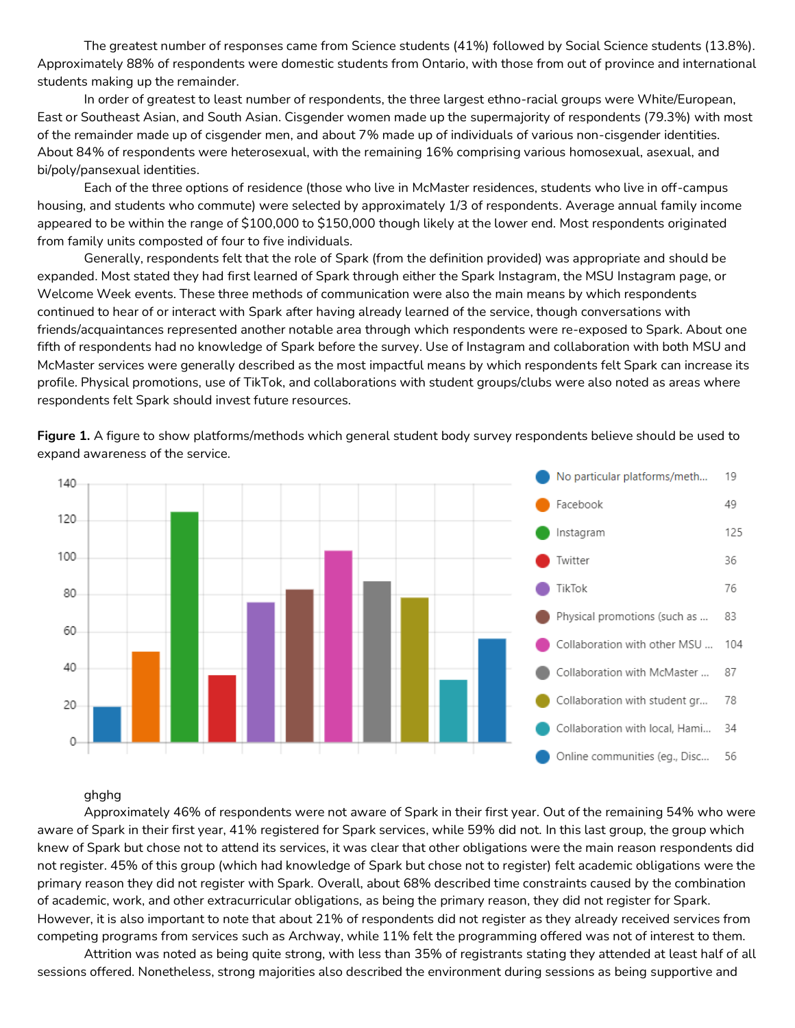The greatest number of responses came from Science students (41%) followed by Social Science students (13.8%). Approximately 88% of respondents were domestic students from Ontario, with those from out of province and international students making up the remainder.

In order of greatest to least number of respondents, the three largest ethno-racial groups were White/European, East or Southeast Asian, and South Asian. Cisgender women made up the supermajority of respondents (79.3%) with most of the remainder made up of cisgender men, and about 7% made up of individuals of various non-cisgender identities. About 84% of respondents were heterosexual, with the remaining 16% comprising various homosexual, asexual, and bi/poly/pansexual identities.

Each of the three options of residence (those who live in McMaster residences, students who live in off-campus housing, and students who commute) were selected by approximately 1/3 of respondents. Average annual family income appeared to be within the range of $100,000 to $150,000 though likely at the lower end. Most respondents originated from family units composted of four to five individuals.

Generally, respondents felt that the role of Spark (from the definition provided) was appropriate and should be expanded. Most stated they had first learned of Spark through either the Spark Instagram, the MSU Instagram page, or Welcome Week events. These three methods of communication were also the main means by which respondents continued to hear of or interact with Spark after having already learned of the service, though conversations with friends/acquaintances represented another notable area through which respondents were re-exposed to Spark. About one fifth of respondents had no knowledge of Spark before the survey. Use of Instagram and collaboration with both MSU and McMaster services were generally described as the most impactful means by which respondents felt Spark can increase its profile. Physical promotions, use of TikTok, and collaborations with student groups/clubs were also noted as areas where respondents felt Spark should invest future resources.

**Figure 1.** A figure to show platforms/methods which general student body survey respondents believe should be used to expand awareness of the service.

| Platform/method | Count |
|---|---|
| No particular platforms/meth... | 19 |
| Facebook | 49 |
| Instagram | 125 |
| Twitter | 36 |
| TikTok | 76 |
| Physical promotions (such as ... | 83 |
| Collaboration with other MSU ... | 104 |
| Collaboration with McMaster ... | 87 |
| Collaboration with student gr... | 78 |
| Collaboration with local, Hami... | 34 |
| Online communities (eg., Disc... | 56 |

ghghg

Approximately 46% of respondents were not aware of Spark in their first year. Out of the remaining 54% who were aware of Spark in their first year, 41% registered for Spark services, while 59% did not. In this last group, the group which knew of Spark but chose not to attend its services, it was clear that other obligations were the main reason respondents did not register. 45% of this group (which had knowledge of Spark but chose not to register) felt academic obligations were the primary reason they did not register with Spark. Overall, about 68% described time constraints caused by the combination of academic, work, and other extracurricular obligations, as being the primary reason, they did not register for Spark. However, it is also important to note that about 21% of respondents did not register as they already received services from competing programs from services such as Archway, while 11% felt the programming offered was not of interest to them.

Attrition was noted as being quite strong, with less than 35% of registrants stating they attended at least half of all sessions offered. Nonetheless, strong majorities also described the environment during sessions as being supportive and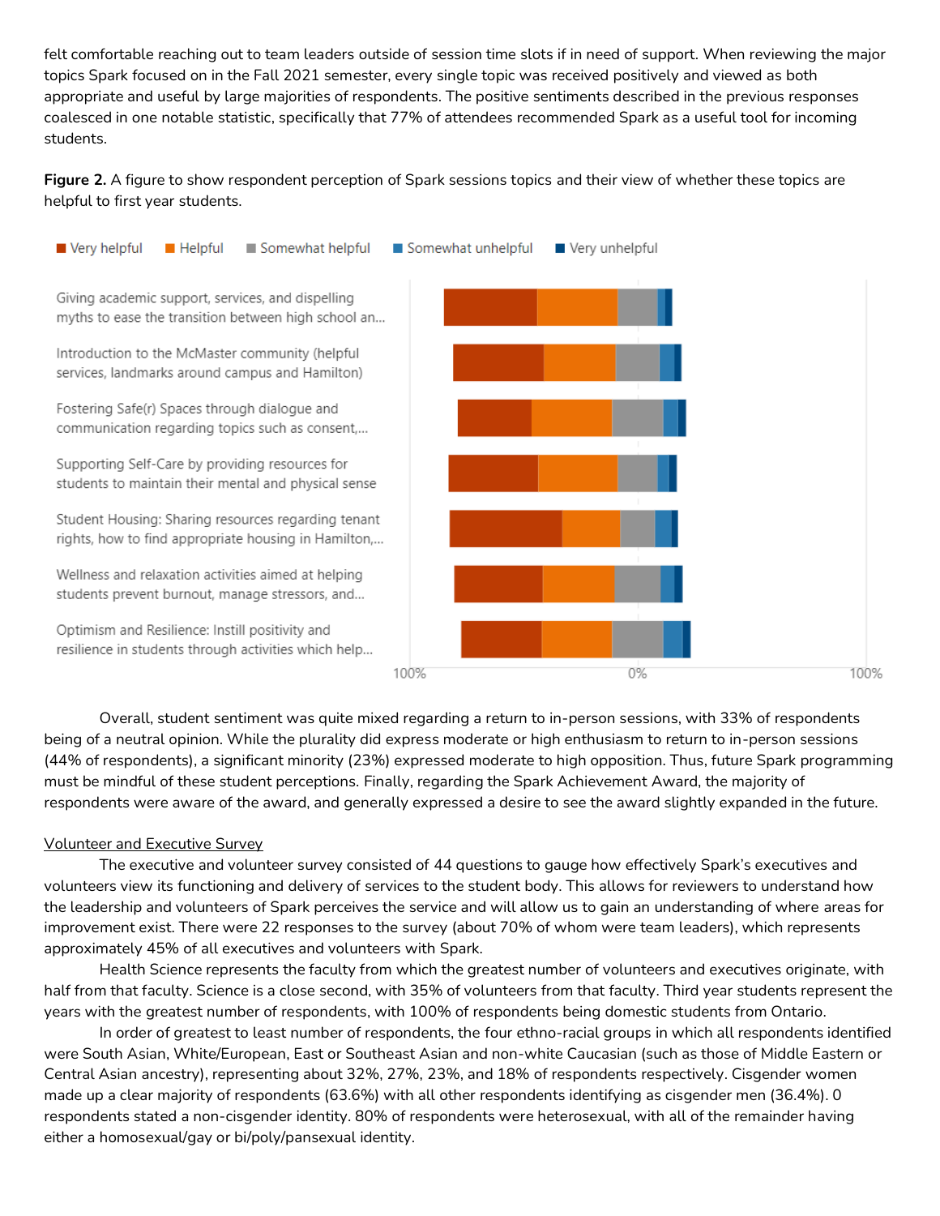felt comfortable reaching out to team leaders outside of session time slots if in need of support. When reviewing the major topics Spark focused on in the Fall 2021 semester, every single topic was received positively and viewed as both appropriate and useful by large majorities of respondents. The positive sentiments described in the previous responses coalesced in one notable statistic, specifically that 77% of attendees recommended Spark as a useful tool for incoming students.

**Figure 2.** A figure to show respondent perception of Spark sessions topics and their view of whether these topics are helpful to first year students.

Overall, student sentiment was quite mixed regarding a return to in-person sessions, with 33% of respondents being of a neutral opinion. While the plurality did express moderate or high enthusiasm to return to in-person sessions (44% of respondents), a significant minority (23%) expressed moderate to high opposition. Thus, future Spark programming must be mindful of these student perceptions. Finally, regarding the Spark Achievement Award, the majority of respondents were aware of the award, and generally expressed a desire to see the award slightly expanded in the future.

Volunteer and Executive Survey

The executive and volunteer survey consisted of 44 questions to gauge how effectively Spark's executives and volunteers view its functioning and delivery of services to the student body. This allows for reviewers to understand how the leadership and volunteers of Spark perceives the service and will allow us to gain an understanding of where areas for improvement exist. There were 22 responses to the survey (about 70% of whom were team leaders), which represents approximately 45% of all executives and volunteers with Spark.

Health Science represents the faculty from which the greatest number of volunteers and executives originate, with half from that faculty. Science is a close second, with 35% of volunteers from that faculty. Third year students represent the years with the greatest number of respondents, with 100% of respondents being domestic students from Ontario.

In order of greatest to least number of respondents, the four ethno-racial groups in which all respondents identified were South Asian, White/European, East or Southeast Asian and non-white Caucasian (such as those of Middle Eastern or Central Asian ancestry), representing about 32%, 27%, 23%, and 18% of respondents respectively. Cisgender women made up a clear majority of respondents (63.6%) with all other respondents identifying as cisgender men (36.4%). 0 respondents stated a non-cisgender identity. 80% of respondents were heterosexual, with all of the remainder having either a homosexual/gay or bi/poly/pansexual identity.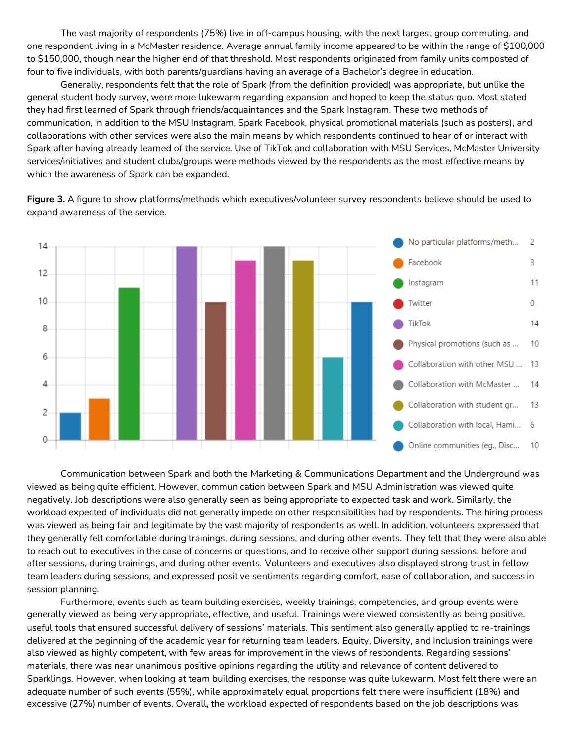The vast majority of respondents (75%) live in off-campus housing, with the next largest group commuting, and one respondent living in a McMaster residence. Average annual family income appeared to be within the range of $100,000 to $150,000, though near the higher end of that threshold. Most respondents originated from family units compostede of four to five individuals, with both parents/guardians having an average of a Bachelor's degree in education.

Generally, respondents felt that the role of Spark (from the definition provided) was appropriate, but unlike the general student body survey, were more lukewarm regarding expansion and hoped to keep the status quo. Most stated they had first learned of Spark through friends/acquaintances and the Spark Instagram. These two methods of communication, in addition to the MSU Instagram, Spark Facebook, physical promotional materials (such as posters), and collaborations with other services were also the main means by which respondents continued to hear of or interact with Spark after having already learned of the service. Use of TikTok and collaboration with MSU Services, McMaster University services/initiatives and student clubs/groups were methods viewed by the respondents as the most effective means by which the awareness of Spark can be expanded.

**Figure 3.** A figure to show platforms/methods which executives/volunteer survey respondents believe should be used to expand awareness of the service.

| Platform/Method | Responses |
| --- | --- |
| No particular platforms/meth... | 2 |
| Facebook | 3 |
| Instagram | 11 |
| Twitter | 0 |
| TikTok | 14 |
| Physical promotions (such as ... | 10 |
| Collaboration with other MSU ... | 13 |
| Collaboration with McMaster ... | 14 |
| Collaboration with student gr... | 13 |
| Collaboration with local, Hami... | 6 |
| Online communities (eg., Disc... | 10 |

Communication between Spark and both the Marketing & Communications Department and the Underground was viewed as being quite efficient. However, communication between Spark and MSU Administration was viewed quite negatively. Job descriptions were also generally seen as being appropriate to expected task and work. Similarly, the workload expected of individuals did not generally impede on other responsibilities had by respondents. The hiring process was viewed as being fair and legitimate by the vast majority of respondents as well. In addition, volunteers expressed that they generally felt comfortable during trainings, during sessions, and during other events. They felt that they were also able to reach out to executives in the case of concerns or questions, and to receive other support during sessions, before and after sessions, during trainings, and during other events. Volunteers and executives also displayed strong trust in fellow team leaders during sessions, and expressed positive sentiments regarding comfort, ease of collaboration, and success in session planning.

Furthermore, events such as team building exercises, weekly trainings, competencies, and group events were generally viewed as being very appropriate, effective, and useful. Trainings were viewed consistently as being positive, useful tools that ensured successful delivery of sessions' materials. This sentiment also generally applied to re-trainings delivered at the beginning of the academic year for returning team leaders. Equity, Diversity, and Inclusion trainings were also viewed as highly competent, with few areas for improvement in the views of respondents. Regarding sessions' materials, there was near unanimous positive opinions regarding the utility and relevance of content delivered to Sparklings. However, when looking at team building exercises, the response was quite lukewarm. Most felt there were an adequate number of such events (55%), while approximately equal proportions felt there were insufficient (18%) and excessive (27%) number of events. Overall, the workload expected of respondents based on the job descriptions was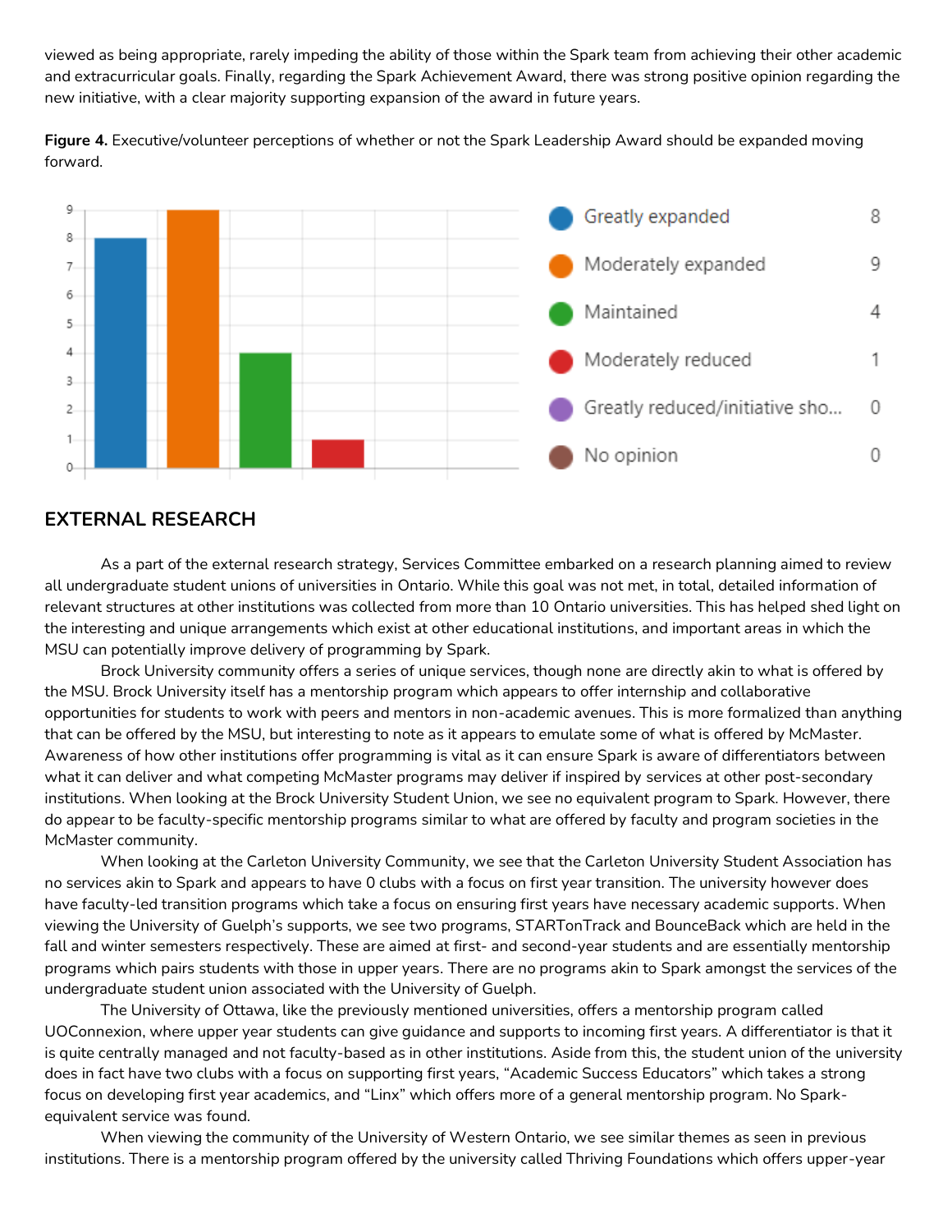viewed as being appropriate, rarely impeding the ability of those within the Spark team from achieving their other academic and extracurricular goals. Finally, regarding the Spark Achievement Award, there was strong positive opinion regarding the new initiative, with a clear majority supporting expansion of the award in future years.

**Figure 4.** Executive/volunteer perceptions of whether or not the Spark Leadership Award should be expanded moving forward.

| Response | Count |
| --- | --- |
| Greatly expanded | 8 |
| Moderately expanded | 9 |
| Maintained | 4 |
| Moderately reduced | 1 |
| Greatly reduced/initiative sho... | 0 |
| No opinion | 0 |

## EXTERNAL RESEARCH

As a part of the external research strategy, Services Committee embarked on a research planning aimed to review all undergraduate student unions of universities in Ontario. While this goal was not met, in total, detailed information of relevant structures at other institutions was collected from more than 10 Ontario universities. This has helped shed light on the interesting and unique arrangements which exist at other educational institutions, and important areas in which the MSU can potentially improve delivery of programming by Spark.

Brock University community offers a series of unique services, though none are directly akin to what is offered by the MSU. Brock University itself has a mentorship program which appears to offer internship and collaborative opportunities for students to work with peers and mentors in non-academic avenues. This is more formalized than anything that can be offered by the MSU, but interesting to note as it appears to emulate some of what is offered by McMaster. Awareness of how other institutions offer programming is vital as it can ensure Spark is aware of differentiators between what it can deliver and what competing McMaster programs may deliver if inspired by services at other post-secondary institutions. When looking at the Brock University Student Union, we see no equivalent program to Spark. However, there do appear to be faculty-specific mentorship programs similar to what are offered by faculty and program societies in the McMaster community.

When looking at the Carleton University Community, we see that the Carleton University Student Association has no services akin to Spark and appears to have 0 clubs with a focus on first year transition. The university however does have faculty-led transition programs which take a focus on ensuring first years have necessary academic supports. When viewing the University of Guelph's supports, we see two programs, STARTonTrack and BounceBack which are held in the fall and winter semesters respectively. These are aimed at first- and second-year students and are essentially mentorship programs which pairs students with those in upper years. There are no programs akin to Spark amongst the services of the undergraduate student union associated with the University of Guelph.

The University of Ottawa, like the previously mentioned universities, offers a mentorship program called UOConnexion, where upper year students can give guidance and supports to incoming first years. A differentiator is that it is quite centrally managed and not faculty-based as in other institutions. Aside from this, the student union of the university does in fact have two clubs with a focus on supporting first years, "Academic Success Educators" which takes a strong focus on developing first year academics, and "Linx" which offers more of a general mentorship program. No Spark-equivalent service was found.

When viewing the community of the University of Western Ontario, we see similar themes as seen in previous institutions. There is a mentorship program offered by the university called Thriving Foundations which offers upper-year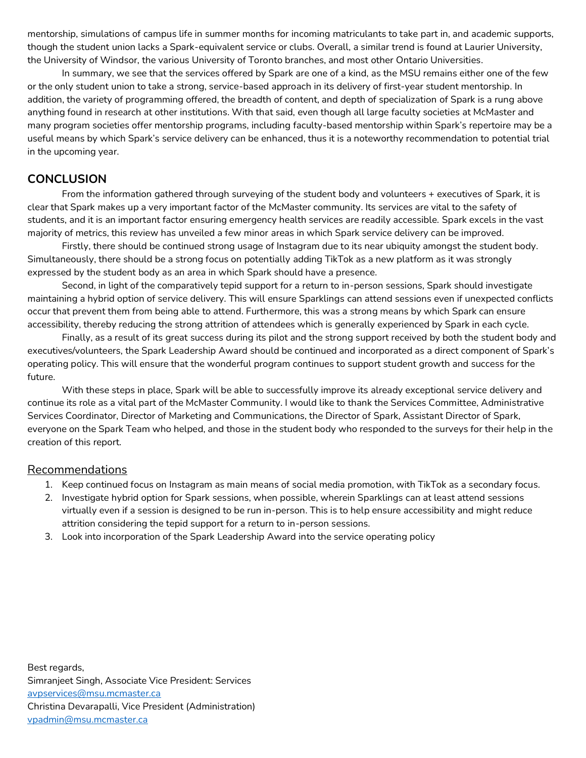mentorship, simulations of campus life in summer months for incoming matriculants to take part in, and academic supports, though the student union lacks a Spark-equivalent service or clubs. Overall, a similar trend is found at Laurier University, the University of Windsor, the various University of Toronto branches, and most other Ontario Universities.

In summary, we see that the services offered by Spark are one of a kind, as the MSU remains either one of the few or the only student union to take a strong, service-based approach in its delivery of first-year student mentorship. In addition, the variety of programming offered, the breadth of content, and depth of specialization of Spark is a rung above anything found in research at other institutions. With that said, even though all large faculty societies at McMaster and many program societies offer mentorship programs, including faculty-based mentorship within Spark's repertoire may be a useful means by which Spark's service delivery can be enhanced, thus it is a noteworthy recommendation to potential trial in the upcoming year.

## CONCLUSION

From the information gathered through surveying of the student body and volunteers + executives of Spark, it is clear that Spark makes up a very important factor of the McMaster community. Its services are vital to the safety of students, and it is an important factor ensuring emergency health services are readily accessible. Spark excels in the vast majority of metrics, this review has unveiled a few minor areas in which Spark service delivery can be improved.

Firstly, there should be continued strong usage of Instagram due to its near ubiquity amongst the student body. Simultaneously, there should be a strong focus on potentially adding TikTok as a new platform as it was strongly expressed by the student body as an area in which Spark should have a presence.

Second, in light of the comparatively tepid support for a return to in-person sessions, Spark should investigate maintaining a hybrid option of service delivery. This will ensure Sparklings can attend sessions even if unexpected conflicts occur that prevent them from being able to attend. Furthermore, this was a strong means by which Spark can ensure accessibility, thereby reducing the strong attrition of attendees which is generally experienced by Spark in each cycle.

Finally, as a result of its great success during its pilot and the strong support received by both the student body and executives/volunteers, the Spark Leadership Award should be continued and incorporated as a direct component of Spark's operating policy. This will ensure that the wonderful program continues to support student growth and success for the future.

With these steps in place, Spark will be able to successfully improve its already exceptional service delivery and continue its role as a vital part of the McMaster Community. I would like to thank the Services Committee, Administrative Services Coordinator, Director of Marketing and Communications, the Director of Spark, Assistant Director of Spark, everyone on the Spark Team who helped, and those in the student body who responded to the surveys for their help in the creation of this report.

### Recommendations

1. Keep continued focus on Instagram as main means of social media promotion, with TikTok as a secondary focus.
2. Investigate hybrid option for Spark sessions, when possible, wherein Sparklings can at least attend sessions virtually even if a session is designed to be run in-person. This is to help ensure accessibility and might reduce attrition considering the tepid support for a return to in-person sessions.
3. Look into incorporation of the Spark Leadership Award into the service operating policy

Best regards,
Simranjeet Singh, Associate Vice President: Services
avpservices@msu.mcmaster.ca
Christina Devarapalli, Vice President (Administration)
vpadmin@msu.mcmaster.ca